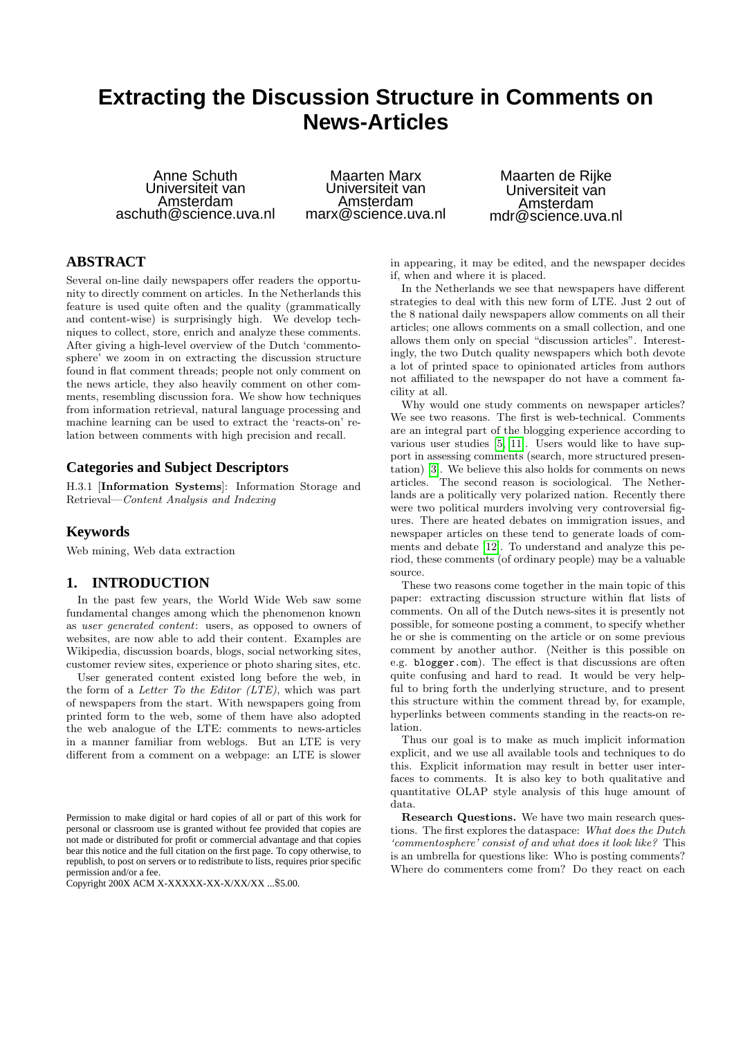# Extracting the Discussion Structure in Comments on News-Articles

Anne Schuth
Universiteit van Amsterdam
aschuth@science.uva.nl

Maarten Marx
Universiteit van Amsterdam
marx@science.uva.nl

Maarten de Rijke
Universiteit van Amsterdam
mdr@science.uva.nl

## ABSTRACT

Several on-line daily newspapers offer readers the opportunity to directly comment on articles. In the Netherlands this feature is used quite often and the quality (grammatically and content-wise) is surprisingly high. We develop techniques to collect, store, enrich and analyze these comments. After giving a high-level overview of the Dutch 'commentosphere' we zoom in on extracting the discussion structure found in flat comment threads; people not only comment on the news article, they also heavily comment on other comments, resembling discussion fora. We show how techniques from information retrieval, natural language processing and machine learning can be used to extract the 'reacts-on' relation between comments with high precision and recall.

## Categories and Subject Descriptors

H.3.1 [**Information Systems**]: Information Storage and Retrieval—*Content Analysis and Indexing*

## Keywords

Web mining, Web data extraction

## 1. INTRODUCTION

In the past few years, the World Wide Web saw some fundamental changes among which the phenomenon known as *user generated content*: users, as opposed to owners of websites, are now able to add their content. Examples are Wikipedia, discussion boards, blogs, social networking sites, customer review sites, experience or photo sharing sites, etc.

User generated content existed long before the web, in the form of a *Letter To the Editor (LTE)*, which was part of newspapers from the start. With newspapers going from printed form to the web, some of them have also adopted the web analogue of the LTE: comments to news-articles in a manner familiar from weblogs. But an LTE is very different from a comment on a webpage: an LTE is slower in appearing, it may be edited, and the newspaper decides if, when and where it is placed.

In the Netherlands we see that newspapers have different strategies to deal with this new form of LTE. Just 2 out of the 8 national daily newspapers allow comments on all their articles; one allows comments on a small collection, and one allows them only on special "discussion articles". Interestingly, the two Dutch quality newspapers which both devote a lot of printed space to opinionated articles from authors not affiliated to the newspaper do not have a comment facility at all.

Why would one study comments on newspaper articles? We see two reasons. The first is web-technical. Comments are an integral part of the blogging experience according to various user studies [5, 11]. Users would like to have support in assessing comments (search, more structured presentation) [3]. We believe this also holds for comments on news articles. The second reason is sociological. The Netherlands are a politically very polarized nation. Recently there were two political murders involving very controversial figures. There are heated debates on immigration issues, and newspaper articles on these tend to generate loads of comments and debate [12]. To understand and analyze this period, these comments (of ordinary people) may be a valuable source.

These two reasons come together in the main topic of this paper: extracting discussion structure within flat lists of comments. On all of the Dutch news-sites it is presently not possible, for someone posting a comment, to specify whether he or she is commenting on the article or on some previous comment by another author. (Neither is this possible on e.g. `blogger.com`). The effect is that discussions are often quite confusing and hard to read. It would be very helpful to bring forth the underlying structure, and to present this structure within the comment thread by, for example, hyperlinks between comments standing in the reacts-on relation.

Thus our goal is to make as much implicit information explicit, and we use all available tools and techniques to do this. Explicit information may result in better user interfaces to comments. It is also key to both qualitative and quantitative OLAP style analysis of this huge amount of data.

**Research Questions.** We have two main research questions. The first explores the dataspace: *What does the Dutch 'commentosphere' consist of and what does it look like?* This is an umbrella for questions like: Who is posting comments? Where do commenters come from? Do they react on each

Permission to make digital or hard copies of all or part of this work for personal or classroom use is granted without fee provided that copies are not made or distributed for profit or commercial advantage and that copies bear this notice and the full citation on the first page. To copy otherwise, to republish, to post on servers or to redistribute to lists, requires prior specific permission and/or a fee.
Copyright 200X ACM X-XXXXX-XX-X/XX/XX ...$5.00.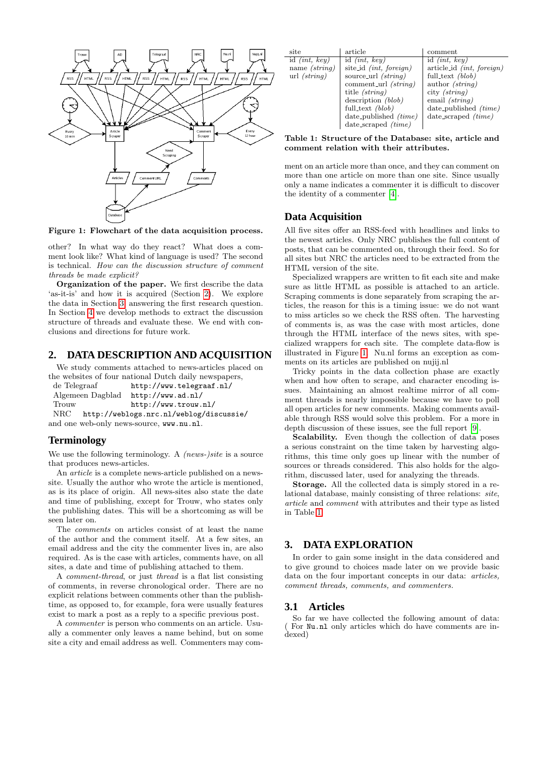Every 10 min

Article Scraper

Comment Scraper

Every 12 hour

Need Scraping

Trouw AD Telegraaf NRC Nu.nl Nujij.nl

RSS HTML RSS HTML RSS HTML RSS HTML HTML RSS HTML

Articles CommentURL Comments

Database

**Figure 1: Flowchart of the data acquisition process.**

other? In what way do they react? What does a comment look like? What kind of language is used? The second is technical. *How can the discussion structure of comment threads be made explicit?*

**Organization of the paper.** We first describe the data 'as-it-is' and how it is acquired (Section 2). We explore the data in Section 3, answering the first research question. In Section 4 we develop methods to extract the discussion structure of threads and evaluate these. We end with conclusions and directions for future work.

## 2. DATA DESCRIPTION AND ACQUISITION

We study comments attached to news-articles placed on the websites of four national Dutch daily newspapers,

| | |
|---|---|
| de Telegraaf | `http://www.telegraaf.nl/` |
| Algemeen Dagblad | `http://www.ad.nl/` |
| Trouw | `http://www.trouw.nl/` |
| NRC | `http://weblogs.nrc.nl/weblog/discussie/` |

and one web-only news-source, `www.nu.nl`.

### Terminology

We use the following terminology. A *(news-)site* is a source that produces news-articles.

An *article* is a complete news-article published on a news-site. Usually the author who wrote the article is mentioned, as is its place of origin. All news-sites also state the date and time of publishing, except for Trouw, who states only the publishing dates. This will be a shortcoming as will be seen later on.

The *comments* on articles consist of at least the name of the author and the comment itself. At a few sites, an email address and the city the commenter lives in, are also required. As is the case with articles, comments have, on all sites, a date and time of publishing attached to them.

A *comment-thread*, or just *thread* is a flat list consisting of comments, in reverse chronological order. There are no explicit relations between comments other than the publish-time, as opposed to, for example, fora were usually features exist to mark a post as a reply to a specific previous post.

A *commenter* is person who comments on an article. Usually a commenter only leaves a name behind, but on some site a city and email address as well. Commenters may comment on an article more than once, and they can comment on more than one article on more than one site. Since usually only a name indicates a commenter it is difficult to discover the identity of a commenter [4].

| site | article | comment |
|---|---|---|
| id *(int, key)* | id *(int, key)* | id *(int, key)* |
| name *(string)* | site_id *(int, foreign)* | article_id *(int, foreign)* |
| url *(string)* | source_url *(string)* | full_text *(blob)* |
| | comment_url *(string)* | author *(string)* |
| | title *(string)* | city *(string)* |
| | description *(blob)* | email *(string)* |
| | full_text *(blob)* | date_published *(time)* |
| | date_published *(time)* | date_scraped *(time)* |
| | date_scraped *(time)* | |

**Table 1: Structure of the Database: site, article and comment relation with their attributes.**

### Data Acquisition

All five sites offer an RSS-feed with headlines and links to the newest articles. Only NRC publishes the full content of posts, that can be commented on, through their feed. So for all sites but NRC the articles need to be extracted from the HTML version of the site.

Specialized wrappers are written to fit each site and make sure as little HTML as possible is attached to an article. Scraping comments is done separately from scraping the articles, the reason for this is a timing issue: we do not want to miss articles so we check the RSS often. The harvesting of comments is, as was the case with most articles, done through the HTML interface of the news sites, with specialized wrappers for each site. The complete data-flow is illustrated in Figure 1. Nu.nl forms an exception as comments on its articles are published on nujij.nl

Tricky points in the data collection phase are exactly when and how often to scrape, and character encoding issues. Maintaining an almost realtime mirror of all comment threads is nearly impossible because we have to poll all open articles for new comments. Making comments available through RSS would solve this problem. For a more in depth discussion of these issues, see the full report [9].

**Scalability.** Even though the collection of data poses a serious constraint on the time taken by harvesting algorithms, this time only goes up linear with the number of sources or threads considered. This also holds for the algorithm, discussed later, used for analyzing the threads.

**Storage.** All the collected data is simply stored in a relational database, mainly consisting of three relations: *site*, *article* and *comment* with attributes and their type as listed in Table 1.

## 3. DATA EXPLORATION

In order to gain some insight in the data considered and to give ground to choices made later on we provide some basic data on the four important concepts in our data: *articles, comment threads, comments, and commenters.*

### 3.1 Articles

So far we have collected the following amount of data: ( For `Nu.nl` only articles which do have comments are indexed)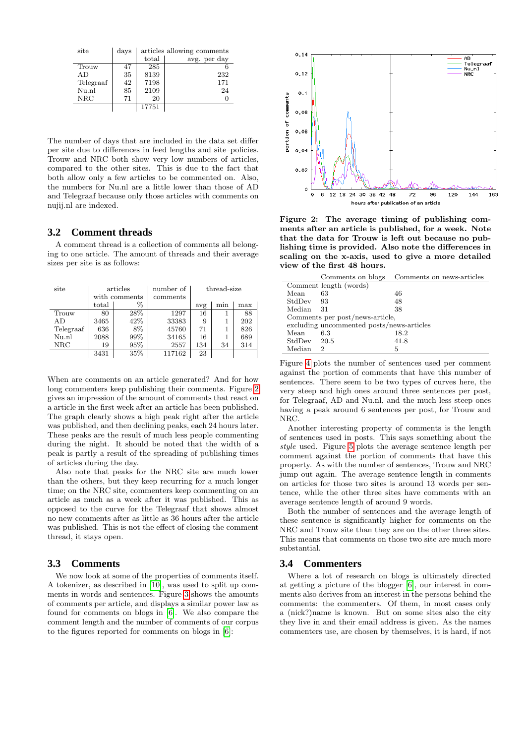| site | days | articles allowing comments | |
|---|---|---|---|
| | | total | avg. per day |
| Trouw | 47 | 285 | 6 |
| AD | 35 | 8139 | 232 |
| Telegraaf | 42 | 7198 | 171 |
| Nu.nl | 85 | 2109 | 24 |
| NRC | 71 | 20 | 0 |
| | | 17751 | |

The number of days that are included in the data set differ per site due to differences in feed lengths and site–policies. Trouw and NRC both show very low numbers of articles, compared to the other sites. This is due to the fact that both allow only a few articles to be commented on. Also, the numbers for Nu.nl are a little lower than those of AD and Telegraaf because only those articles with comments on nujij.nl are indexed.

## 3.2 Comment threads

A comment thread is a collection of comments all belonging to one article. The amount of threads and their average sizes per site is as follows:

| site | articles with comments | | number of comments | thread-size | | |
|---|---|---|---|---|---|---|
| | total | % | | avg | min | max |
| Trouw | 80 | 28% | 1297 | 16 | 1 | 88 |
| AD | 3465 | 42% | 33383 | 9 | 1 | 202 |
| Telegraaf | 636 | 8% | 45760 | 71 | 1 | 826 |
| Nu.nl | 2088 | 99% | 34165 | 16 | 1 | 689 |
| NRC | 19 | 95% | 2557 | 134 | 34 | 314 |
| | 3431 | 35% | 117162 | 23 | | |

When are comments on an article generated? And for how long commenters keep publishing their comments. Figure 2 gives an impression of the amount of comments that react on a article in the first week after an article has been published. The graph clearly shows a high peak right after the article was published, and then declining peaks, each 24 hours later. These peaks are the result of much less people commenting during the night. It should be noted that the width of a peak is partly a result of the spreading of publishing times of articles during the day.

Also note that peaks for the NRC site are much lower than the others, but they keep recurring for a much longer time; on the NRC site, commenters keep commenting on an article as much as a week after it was published. This as opposed to the curve for the Telegraaf that shows almost no new comments after as little as 36 hours after the article was published. This is not the effect of closing the comment thread, it stays open.

## 3.3 Comments

We now look at some of the properties of comments itself. A tokenizer, as described in [10], was used to split up comments in words and sentences. Figure 3 shows the amounts of comments per article, and displays a similar power law as found for comments on blogs in [6]. We also compare the comment length and the number of comments of our corpus to the figures reported for comments on blogs in [6]:

**Figure 2: The average timing of publishing comments after an article is published, for a week. Note that the data for Trouw is left out because no publishing time is provided. Also note the differences in scaling on the x-axis, used to give a more detailed view of the first 48 hours.**

| | Comments on blogs | Comments on news-articles |
|---|---|---|
| Comment length (words) | | |
| Mean | 63 | 46 |
| StdDev | 93 | 48 |
| Median | 31 | 38 |
| Comments per post/news-article, excluding uncommented posts/news-articles | | |
| Mean | 6.3 | 18.2 |
| StdDev | 20.5 | 41.8 |
| Median | 2 | 5 |

Figure 4 plots the number of sentences used per comment against the portion of comments that have this number of sentences. There seem to be two types of curves here, the very steep and high ones around three sentences per post, for Telegraaf, AD and Nu.nl, and the much less steep ones having a peak around 6 sentences per post, for Trouw and NRC.

Another interesting property of comments is the length of sentences used in posts. This says something about the *style* used. Figure 5 plots the average sentence length per comment against the portion of comments that have this property. As with the number of sentences, Trouw and NRC jump out again. The average sentence length in comments on articles for those two sites is around 13 words per sentence, while the other three sites have comments with an average sentence length of around 9 words.

Both the number of sentences and the average length of these sentence is significantly higher for comments on the NRC and Trouw site than they are on the other three sites. This means that comments on those two site are much more substantial.

## 3.4 Commenters

Where a lot of research on blogs is ultimately directed at getting a picture of the blogger [6], our interest in comments also derives from an interest in the persons behind the comments: the commenters. Of them, in most cases only a (nick?)name is known. But on some sites also the city they live in and their email address is given. As the names commenters use, are chosen by themselves, it is hard, if not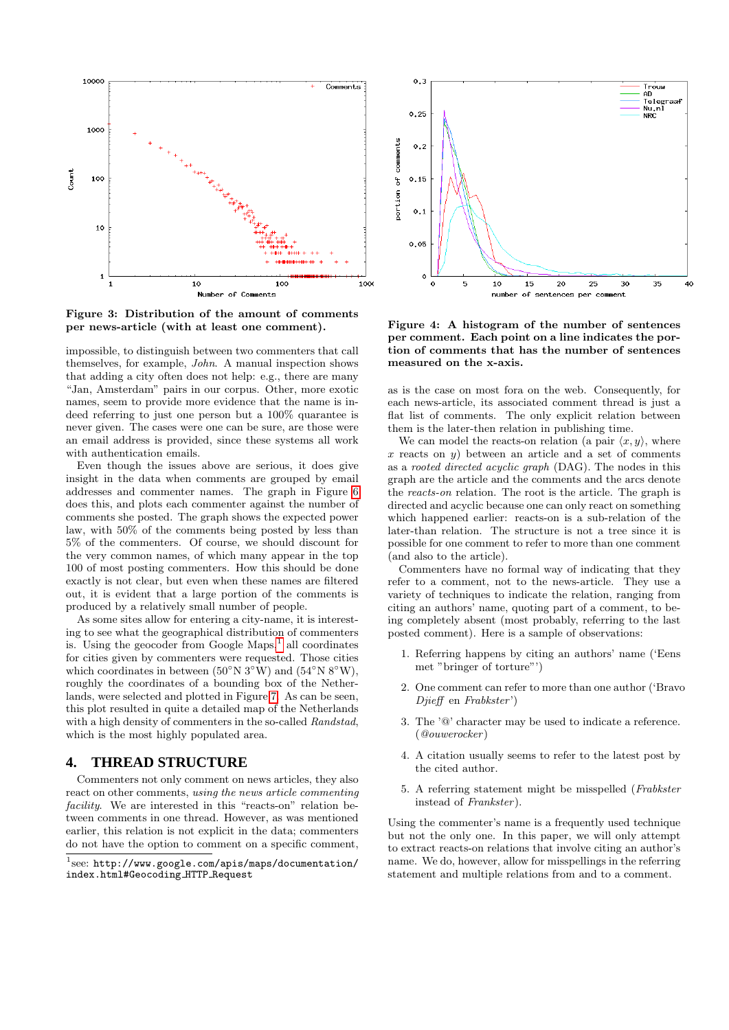**Figure 3: Distribution of the amount of comments per news-article (with at least one comment).**

impossible, to distinguish between two commenters that call themselves, for example, *John*. A manual inspection shows that adding a city often does not help: e.g., there are many "Jan, Amsterdam" pairs in our corpus. Other, more exotic names, seem to provide more evidence that the name is indeed referring to just one person but a 100% quarantee is never given. The cases were one can be sure, are those were an email address is provided, since these systems all work with authentication emails.

Even though the issues above are serious, it does give insight in the data when comments are grouped by email addresses and commenter names. The graph in Figure 6 does this, and plots each commenter against the number of comments she posted. The graph shows the expected power law, with 50% of the comments being posted by less than 5% of the commenters. Of course, we should discount for the very common names, of which many appear in the top 100 of most posting commenters. How this should be done exactly is not clear, but even when these names are filtered out, it is evident that a large portion of the comments is produced by a relatively small number of people.

As some sites allow for entering a city-name, it is interesting to see what the geographical distribution of commenters is. Using the geocoder from Google Maps,[1] all coordinates for cities given by commenters were requested. Those cities which coordinates in between (50°N 3°W) and (54°N 8°W), roughly the coordinates of a bounding box of the Netherlands, were selected and plotted in Figure 7. As can be seen, this plot resulted in quite a detailed map of the Netherlands with a high density of commenters in the so-called *Randstad*, which is the most highly populated area.

## 4. THREAD STRUCTURE

Commenters not only comment on news articles, they also react on other comments, *using the news article commenting facility*. We are interested in this "reacts-on" relation between comments in one thread. However, as was mentioned earlier, this relation is not explicit in the data; commenters do not have the option to comment on a specific comment,

[1] see: http://www.google.com/apis/maps/documentation/index.html#Geocoding_HTTP_Request

**Figure 4: A histogram of the number of sentences per comment. Each point on a line indicates the portion of comments that has the number of sentences measured on the x-axis.**

as is the case on most fora on the web. Consequently, for each news-article, its associated comment thread is just a flat list of comments. The only explicit relation between them is the later-then relation in publishing time.

We can model the reacts-on relation (a pair $\langle x, y\rangle$, where $x$ reacts on $y$) between an article and a set of comments as a *rooted directed acyclic graph* (DAG). The nodes in this graph are the article and the comments and the arcs denote the *reacts-on* relation. The root is the article. The graph is directed and acyclic because one can only react on something which happened earlier: reacts-on is a sub-relation of the later-than relation. The structure is not a tree since it is possible for one comment to refer to more than one comment (and also to the article).

Commenters have no formal way of indicating that they refer to a comment, not to the news-article. They use a variety of techniques to indicate the relation, ranging from citing an authors' name, quoting part of a comment, to being completely absent (most probably, referring to the last posted comment). Here is a sample of observations:

1. Referring happens by citing an authors' name ('Eens met "bringer of torture"')
2. One comment can refer to more than one author ('Bravo *Djieff* en *Frabkster*')
3. The '@' character may be used to indicate a reference. (*@ouwerocker*)
4. A citation usually seems to refer to the latest post by the cited author.
5. A referring statement might be misspelled (*Frabkster* instead of *Frankster*).

Using the commenter's name is a frequently used technique but not the only one. In this paper, we will only attempt to extract reacts-on relations that involve citing an author's name. We do, however, allow for misspellings in the referring statement and multiple relations from and to a comment.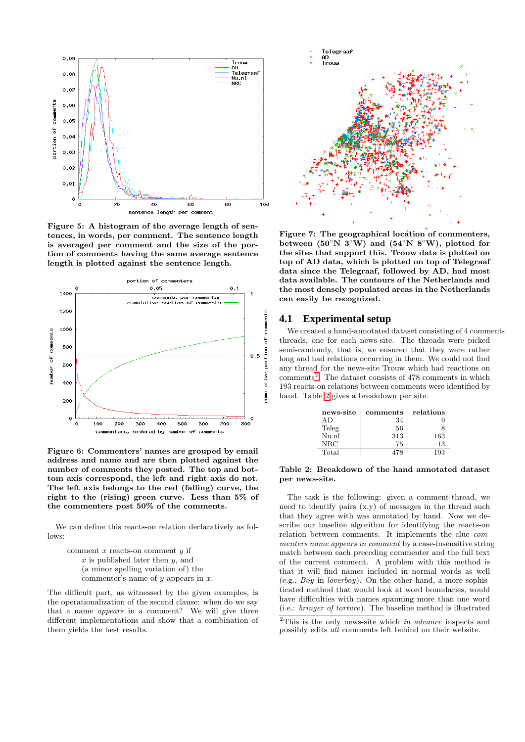**Figure 5: A histogram of the average length of sentences, in words, per comment. The sentence length is averaged per comment and the size of the portion of comments having the same average sentence length is plotted against the sentence length.**

**Figure 6: Commenters' names are grouped by email address and name and are then plotted against the number of comments they posted. The top and bottom axis correspond, the left and right axis do not. The left axis belongs to the red (falling) curve, the right to the (rising) green curve. Less than 5% of the commenters post 50% of the comments.**

We can define this reacts-on relation declaratively as follows:

> comment $x$ reacts-on comment $y$ if
> $x$ is published later then $y$, and
> (a minor spelling variation of) the
> commenter's name of $y$ appears in $x$.

The difficult part, as witnessed by the given examples, is the operationalization of the second clause: when do we say that a name *appears* in a comment? We will give three different implementations and show that a combination of them yields the best results.

**Figure 7: The geographical location of commenters, between (50°N 3°W) and (54°N 8°W), plotted for the sites that support this. Trouw data is plotted on top of AD data, which is plotted on top of Telegraaf data since the Telegraaf, followed by AD, had most data available. The contours of the Netherlands and the most densely populated areas in the Netherlands can easily be recognized.**

## 4.1 Experimental setup

We created a hand-annotated dataset consisting of 4 comment-threads, one for each news-site. The threads were picked semi-randomly, that is, we ensured that they were rather long and had relations occurring in them. We could not find any thread for the news-site Trouw which had reactions on comments[2]. The dataset consists of 478 comments in which 193 reacts-on relations between comments were identified by hand. Table 2 gives a breakdown per site.

| news-site | comments | relations |
|---|---|---|
| AD | 34 | 9 |
| Teleg. | 56 | 8 |
| Nu.nl | 313 | 163 |
| NRC | 75 | 13 |
| Total | 478 | 193 |

**Table 2: Breakdown of the hand annotated dataset per news-site.**

The task is the following: given a comment-thread, we need to identify pairs (x,y) of messages in the thread such that they agree with was annotated by hand. Now we describe our baseline algorithm for identifying the reacts-on relation between comments. It implements the clue *commenters name appears in comment* by a case-insensitive string match between each preceding commenter and the full text of the current comment. A problem with this method is that it will find names included in normal words as well (e.g., *Boy* in *loverboy*). On the other hand, a more sophisticated method that would look at word boundaries, would have difficulties with names spanning more than one word (i.e.: *bringer of torture*). The baseline method is illustrated

[2]This is the only news-site which *in advance* inspects and possibly edits *all* comments left behind on their website.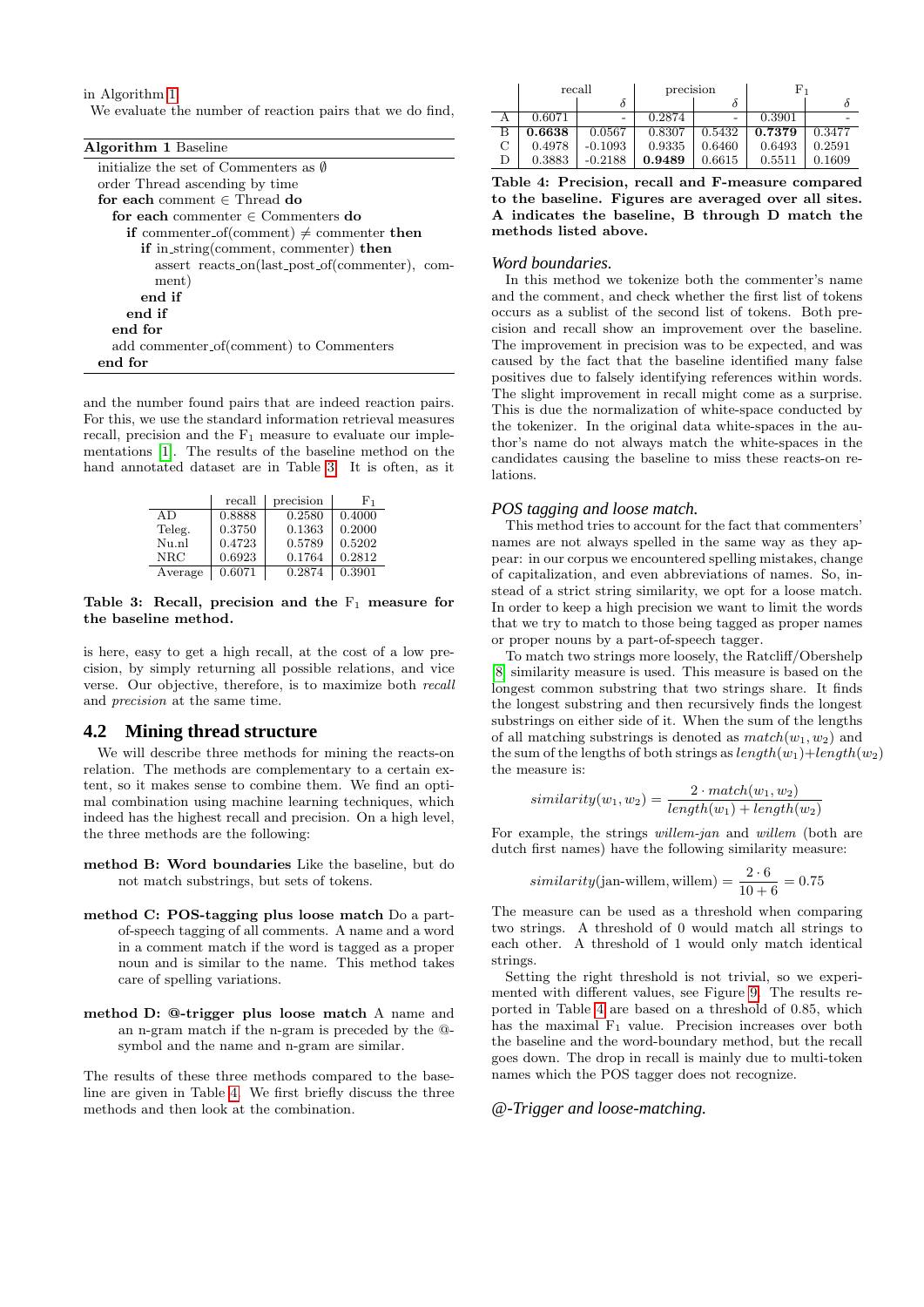in Algorithm 1.

We evaluate the number of reaction pairs that we do find,

**Algorithm 1** Baseline

```
initialize the set of Commenters as ∅
order Thread ascending by time
for each comment ∈ Thread do
    for each commenter ∈ Commenters do
        if commenter_of(comment) ≠ commenter then
            if in_string(comment, commenter) then
                assert reacts_on(last_post_of(commenter), comment)
            end if
        end if
    end for
    add commenter_of(comment) to Commenters
end for
```

and the number found pairs that are indeed reaction pairs. For this, we use the standard information retrieval measures recall, precision and the $F_1$ measure to evaluate our implementations [1]. The results of the baseline method on the hand annotated dataset are in Table 3. It is often, as it is here, easy to get a high recall, at the cost of a low precision, by simply returning all possible relations, and vice verse. Our objective, therefore, is to maximize both *recall* and *precision* at the same time.

| | recall | precision | $F_1$ |
|---|---|---|---|
| AD | 0.8888 | 0.2580 | 0.4000 |
| Teleg. | 0.3750 | 0.1363 | 0.2000 |
| Nu.nl | 0.4723 | 0.5789 | 0.5202 |
| NRC | 0.6923 | 0.1764 | 0.2812 |
| Average | 0.6071 | 0.2874 | 0.3901 |

**Table 3: Recall, precision and the $F_1$ measure for the baseline method.**

## 4.2 Mining thread structure

We will describe three methods for mining the reacts-on relation. The methods are complementary to a certain extent, so it makes sense to combine them. We find an optimal combination using machine learning techniques, which indeed has the highest recall and precision. On a high level, the three methods are the following:

**method B: Word boundaries** Like the baseline, but do not match substrings, but sets of tokens.

**method C: POS-tagging plus loose match** Do a part-of-speech tagging of all comments. A name and a word in a comment match if the word is tagged as a proper noun and is similar to the name. This method takes care of spelling variations.

**method D: @-trigger plus loose match** A name and an n-gram match if the n-gram is preceded by the @-symbol and the name and n-gram are similar.

The results of these three methods compared to the baseline are given in Table 4. We first briefly discuss the three methods and then look at the combination.

| | recall | | precision | | $F_1$ | |
|---|---|---|---|---|---|---|
| | | $\delta$ | | $\delta$ | | $\delta$ |
| A | 0.6071 | - | 0.2874 | - | 0.3901 | - |
| B | **0.6638** | 0.0567 | 0.8307 | 0.5432 | **0.7379** | 0.3477 |
| C | 0.4978 | -0.1093 | 0.9335 | 0.6460 | 0.6493 | 0.2591 |
| D | 0.3883 | -0.2188 | **0.9489** | 0.6615 | 0.5511 | 0.1609 |

**Table 4: Precision, recall and F-measure compared to the baseline. Figures are averaged over all sites. A indicates the baseline, B through D match the methods listed above.**

### *Word boundaries.*

In this method we tokenize both the commenter's name and the comment, and check whether the first list of tokens occurs as a sublist of the second list of tokens. Both precision and recall show an improvement over the baseline. The improvement in precision was to be expected, and was caused by the fact that the baseline identified many false positives due to falsely identifying references within words. The slight improvement in recall might come as a surprise. This is due the normalization of white-space conducted by the tokenizer. In the original data white-spaces in the author's name do not always match the white-spaces in the candidates causing the baseline to miss these reacts-on relations.

### *POS tagging and loose match.*

This method tries to account for the fact that commenters' names are not always spelled in the same way as they appear: in our corpus we encountered spelling mistakes, change of capitalization, and even abbreviations of names. So, instead of a strict string similarity, we opt for a loose match. In order to keep a high precision we want to limit the words that we try to match to those being tagged as proper names or proper nouns by a part-of-speech tagger.

To match two strings more loosely, the Ratcliff/Obershelp [8] similarity measure is used. This measure is based on the longest common substring that two strings share. It finds the longest substring and then recursively finds the longest substrings on either side of it. When the sum of the lengths of all matching substrings is denoted as $match(w_1, w_2)$ and the sum of the lengths of both strings as $length(w_1)+length(w_2)$ the measure is:

$$similarity(w_1, w_2) = \frac{2 \cdot match(w_1, w_2)}{length(w_1) + length(w_2)}$$

For example, the strings *willem-jan* and *willem* (both are dutch first names) have the following similarity measure:

$$similarity(\text{jan-willem, willem}) = \frac{2 \cdot 6}{10 + 6} = 0.75$$

The measure can be used as a threshold when comparing two strings. A threshold of 0 would match all strings to each other. A threshold of 1 would only match identical strings.

Setting the right threshold is not trivial, so we experimented with different values, see Figure 9. The results reported in Table 4 are based on a threshold of 0.85, which has the maximal $F_1$ value. Precision increases over both the baseline and the word-boundary method, but the recall goes down. The drop in recall is mainly due to multi-token names which the POS tagger does not recognize.

### *@-Trigger and loose-matching.*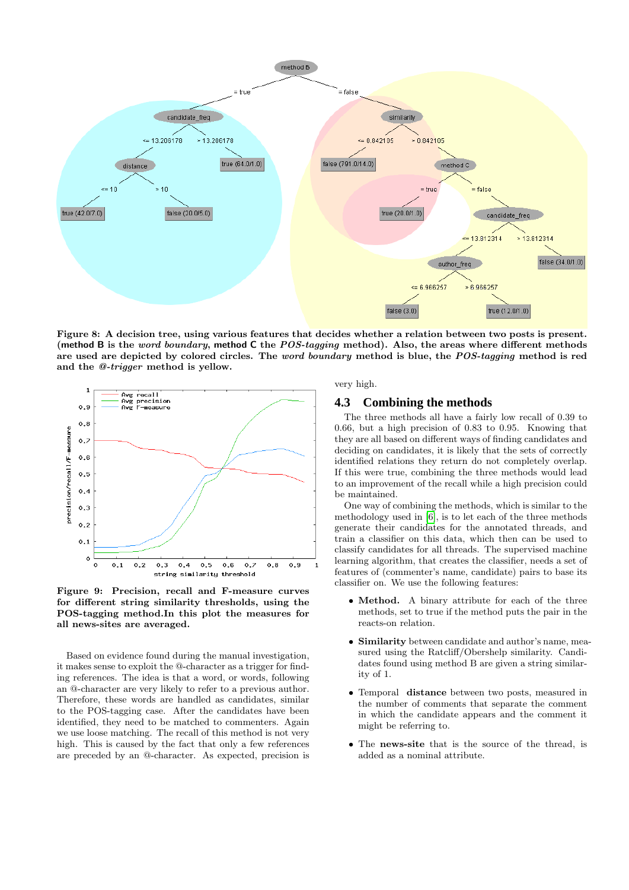Figure 8: A decision tree, using various features that decides whether a relation between two posts is present. (method B is the *word boundary*, method C the *POS-tagging* method). Also, the areas where different methods are used are depicted by colored circles. The *word boundary* method is blue, the *POS-tagging* method is red and the *@-trigger* method is yellow.

Figure 9: Precision, recall and F-measure curves for different string similarity thresholds, using the POS-tagging method.In this plot the measures for all news-sites are averaged.

Based on evidence found during the manual investigation, it makes sense to exploit the @-character as a trigger for finding references. The idea is that a word, or words, following an @-character are very likely to refer to a previous author. Therefore, these words are handled as candidates, similar to the POS-tagging case. After the candidates have been identified, they need to be matched to commenters. Again we use loose matching. The recall of this method is not very high. This is caused by the fact that only a few references are preceded by an @-character. As expected, precision is very high.

## 4.3 Combining the methods

The three methods all have a fairly low recall of 0.39 to 0.66, but a high precision of 0.83 to 0.95. Knowing that they are all based on different ways of finding candidates and deciding on candidates, it is likely that the sets of correctly identified relations they return do not completely overlap. If this were true, combining the three methods would lead to an improvement of the recall while a high precision could be maintained.

One way of combining the methods, which is similar to the methodology used in [6], is to let each of the three methods generate their candidates for the annotated threads, and train a classifier on this data, which then can be used to classify candidates for all threads. The supervised machine learning algorithm, that creates the classifier, needs a set of features of (commenter's name, candidate) pairs to base its classifier on. We use the following features:

- **Method.** A binary attribute for each of the three methods, set to true if the method puts the pair in the reacts-on relation.
- **Similarity** between candidate and author's name, measured using the Ratcliff/Obershelp similarity. Candidates found using method B are given a string similarity of 1.
- Temporal **distance** between two posts, measured in the number of comments that separate the comment in which the candidate appears and the comment it might be referring to.
- The **news-site** that is the source of the thread, is added as a nominal attribute.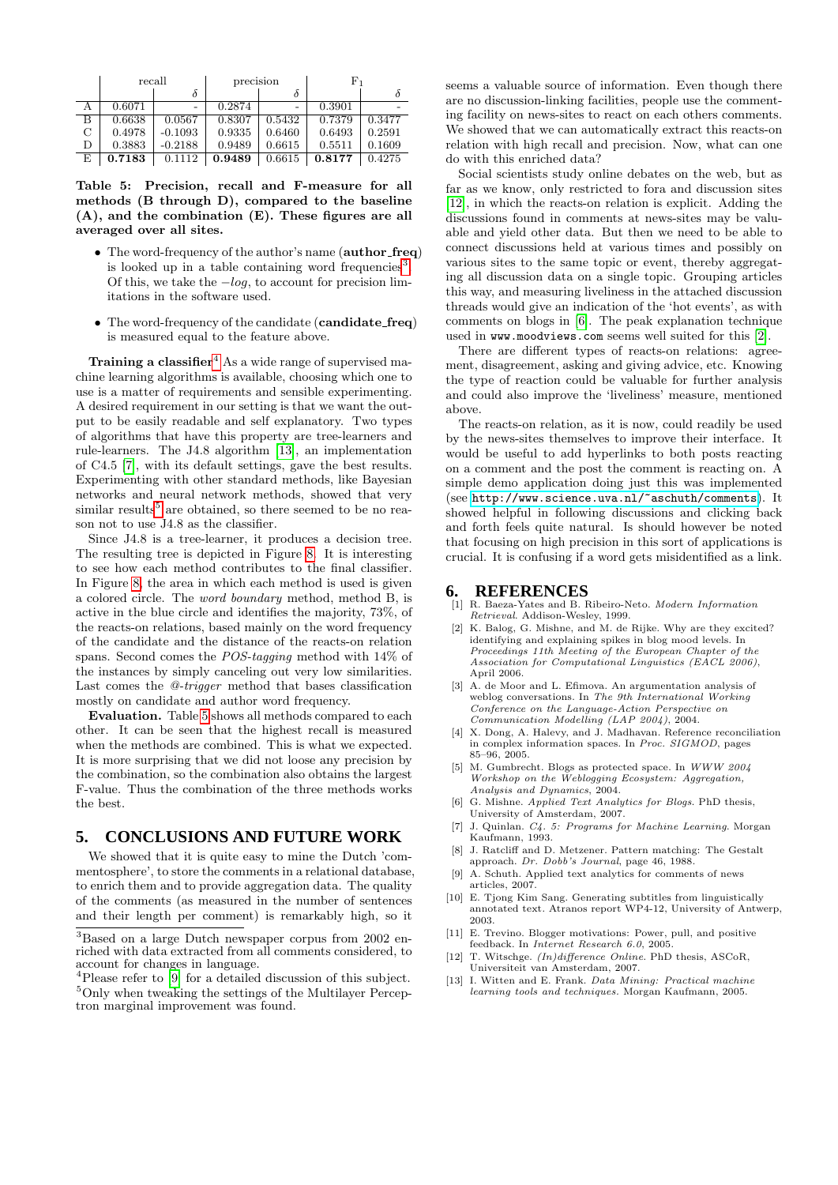| | recall | | precision | | $F_1$ | |
|---|---|---|---|---|---|---|
| | | $\delta$ | | $\delta$ | | $\delta$ |
| A | 0.6071 | - | 0.2874 | - | 0.3901 | - |
| B | 0.6638 | 0.0567 | 0.8307 | 0.5432 | 0.7379 | 0.3477 |
| C | 0.4978 | -0.1093 | 0.9335 | 0.6460 | 0.6493 | 0.2591 |
| D | 0.3883 | -0.2188 | 0.9489 | 0.6615 | 0.5511 | 0.1609 |
| E | **0.7183** | 0.1112 | **0.9489** | 0.6615 | **0.8177** | 0.4275 |

**Table 5: Precision, recall and F-measure for all methods (B through D), compared to the baseline (A), and the combination (E). These figures are all averaged over all sites.**

- The word-frequency of the author's name (**author_freq**) is looked up in a table containing word frequencies[3]. Of this, we take the $-log$, to account for precision limitations in the software used.
- The word-frequency of the candidate (**candidate_freq**) is measured equal to the feature above.

**Training a classifier**[4] As a wide range of supervised machine learning algorithms is available, choosing which one to use is a matter of requirements and sensible experimenting. A desired requirement in our setting is that we want the output to be easily readable and self explanatory. Two types of algorithms that have this property are tree-learners and rule-learners. The J4.8 algorithm [13], an implementation of C4.5 [7], with its default settings, gave the best results. Experimenting with other standard methods, like Bayesian networks and neural network methods, showed that very similar results[5] are obtained, so there seemed to be no reason not to use J4.8 as the classifier.

Since J4.8 is a tree-learner, it produces a decision tree. The resulting tree is depicted in Figure 8. It is interesting to see how each method contributes to the final classifier. In Figure 8, the area in which each method is used is given a colored circle. The *word boundary* method, method B, is active in the blue circle and identifies the majority, 73%, of the reacts-on relations, based mainly on the word frequency of the candidate and the distance of the reacts-on relation spans. Second comes the *POS-tagging* method with 14% of the instances by simply canceling out very low similarities. Last comes the *@-trigger* method that bases classification mostly on candidate and author word frequency.

**Evaluation.** Table 5 shows all methods compared to each other. It can be seen that the highest recall is measured when the methods are combined. This is what we expected. It is more surprising that we did not loose any precision by the combination, so the combination also obtains the largest F-value. Thus the combination of the three methods works the best.

## 5. CONCLUSIONS AND FUTURE WORK

We showed that it is quite easy to mine the Dutch 'commentosphere', to store the comments in a relational database, to enrich them and to provide aggregation data. The quality of the comments (as measured in the number of sentences and their length per comment) is remarkably high, so it seems a valuable source of information. Even though there are no discussion-linking facilities, people use the commenting facility on news-sites to react on each others comments. We showed that we can automatically extract this reacts-on relation with high recall and precision. Now, what can one do with this enriched data?

Social scientists study online debates on the web, but as far as we know, only restricted to fora and discussion sites [12], in which the reacts-on relation is explicit. Adding the discussions found in comments at news-sites may be valuable and yield other data. But then we need to be able to connect discussions held at various times and possibly on various sites to the same topic or event, thereby aggregating all discussion data on a single topic. Grouping articles this way, and measuring liveliness in the attached discussion threads would give an indication of the 'hot events', as with comments on blogs in [6]. The peak explanation technique used in `www.moodviews.com` seems well suited for this [2].

There are different types of reacts-on relations: agreement, disagreement, asking and giving advice, etc. Knowing the type of reaction could be valuable for further analysis and could also improve the 'liveliness' measure, mentioned above.

The reacts-on relation, as it is now, could readily be used by the news-sites themselves to improve their interface. It would be useful to add hyperlinks to both posts reacting on a comment and the post the comment is reacting on. A simple demo application doing just this was implemented (see `http://www.science.uva.nl/~aschuth/comments`). It showed helpful in following discussions and clicking back and forth feels quite natural. Is should however be noted that focusing on high precision in this sort of applications is crucial. It is confusing if a word gets misidentified as a link.

[3] Based on a large Dutch newspaper corpus from 2002 enriched with data extracted from all comments considered, to account for changes in language.

[4] Please refer to [9] for a detailed discussion of this subject.

[5] Only when tweaking the settings of the Multilayer Perceptron marginal improvement was found.

## 6. REFERENCES

[1] R. Baeza-Yates and B. Ribeiro-Neto. *Modern Information Retrieval*. Addison-Wesley, 1999.

[2] K. Balog, G. Mishne, and M. de Rijke. Why are they excited? identifying and explaining spikes in blog mood levels. In *Proceedings 11th Meeting of the European Chapter of the Association for Computational Linguistics (EACL 2006)*, April 2006.

[3] A. de Moor and L. Efimova. An argumentation analysis of weblog conversations. In *The 9th International Working Conference on the Language-Action Perspective on Communication Modelling (LAP 2004)*, 2004.

[4] X. Dong, A. Halevy, and J. Madhavan. Reference reconciliation in complex information spaces. In *Proc. SIGMOD*, pages 85–96, 2005.

[5] M. Gumbrecht. Blogs as protected space. In *WWW 2004 Workshop on the Weblogging Ecosystem: Aggregation, Analysis and Dynamics*, 2004.

[6] G. Mishne. *Applied Text Analytics for Blogs*. PhD thesis, University of Amsterdam, 2007.

[7] J. Quinlan. *C4. 5: Programs for Machine Learning*. Morgan Kaufmann, 1993.

[8] J. Ratcliff and D. Metzener. Pattern matching: The Gestalt approach. *Dr. Dobb's Journal*, page 46, 1988.

[9] A. Schuth. Applied text analytics for comments of news articles, 2007.

[10] E. Tjong Kim Sang. Generating subtitles from linguistically annotated text. Atranos report WP4-12, University of Antwerp, 2003.

[11] E. Trevino. Blogger motivations: Power, pull, and positive feedback. In *Internet Research 6.0*, 2005.

[12] T. Witschge. *(In)difference Online*. PhD thesis, ASCoR, Universiteit van Amsterdam, 2007.

[13] I. Witten and E. Frank. *Data Mining: Practical machine learning tools and techniques*. Morgan Kaufmann, 2005.